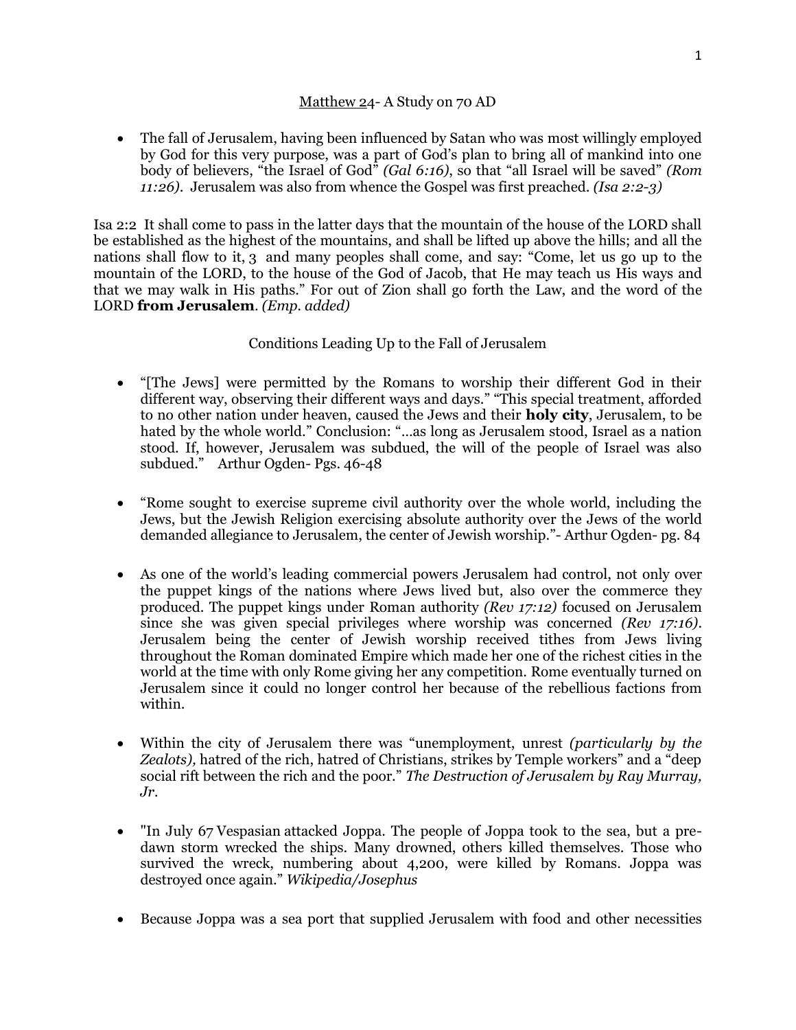<u>Matthew 24</u>- A Study on 70 AD

- The fall of Jerusalem, having been influenced by Satan who was most willingly employed by God for this very purpose, was a part of God's plan to bring all of mankind into one body of believers, "the Israel of God" *(Gal 6:16)*, so that "all Israel will be saved" *(Rom 11:26)*. Jerusalem was also from whence the Gospel was first preached. *(Isa 2:2-3)*

Isa 2:2 It shall come to pass in the latter days that the mountain of the house of the LORD shall be established as the highest of the mountains, and shall be lifted up above the hills; and all the nations shall flow to it, 3 and many peoples shall come, and say: "Come, let us go up to the mountain of the LORD, to the house of the God of Jacob, that He may teach us His ways and that we may walk in His paths." For out of Zion shall go forth the Law, and the word of the LORD **from Jerusalem**. *(Emp. added)*

Conditions Leading Up to the Fall of Jerusalem

- "[The Jews] were permitted by the Romans to worship their different God in their different way, observing their different ways and days." "This special treatment, afforded to no other nation under heaven, caused the Jews and their **holy city**, Jerusalem, to be hated by the whole world." Conclusion: "…as long as Jerusalem stood, Israel as a nation stood. If, however, Jerusalem was subdued, the will of the people of Israel was also subdued." Arthur Ogden- Pgs. 46-48

- "Rome sought to exercise supreme civil authority over the whole world, including the Jews, but the Jewish Religion exercising absolute authority over the Jews of the world demanded allegiance to Jerusalem, the center of Jewish worship."- Arthur Ogden- pg. 84

- As one of the world's leading commercial powers Jerusalem had control, not only over the puppet kings of the nations where Jews lived but, also over the commerce they produced. The puppet kings under Roman authority *(Rev 17:12)* focused on Jerusalem since she was given special privileges where worship was concerned *(Rev 17:16)*. Jerusalem being the center of Jewish worship received tithes from Jews living throughout the Roman dominated Empire which made her one of the richest cities in the world at the time with only Rome giving her any competition. Rome eventually turned on Jerusalem since it could no longer control her because of the rebellious factions from within.

- Within the city of Jerusalem there was "unemployment, unrest *(particularly by the Zealots),* hatred of the rich, hatred of Christians, strikes by Temple workers" and a "deep social rift between the rich and the poor." *The Destruction of Jerusalem by Ray Murray, Jr.*

- "In July 67 Vespasian attacked Joppa. The people of Joppa took to the sea, but a pre-dawn storm wrecked the ships. Many drowned, others killed themselves. Those who survived the wreck, numbering about 4,200, were killed by Romans. Joppa was destroyed once again." *Wikipedia/Josephus*

- Because Joppa was a sea port that supplied Jerusalem with food and other necessities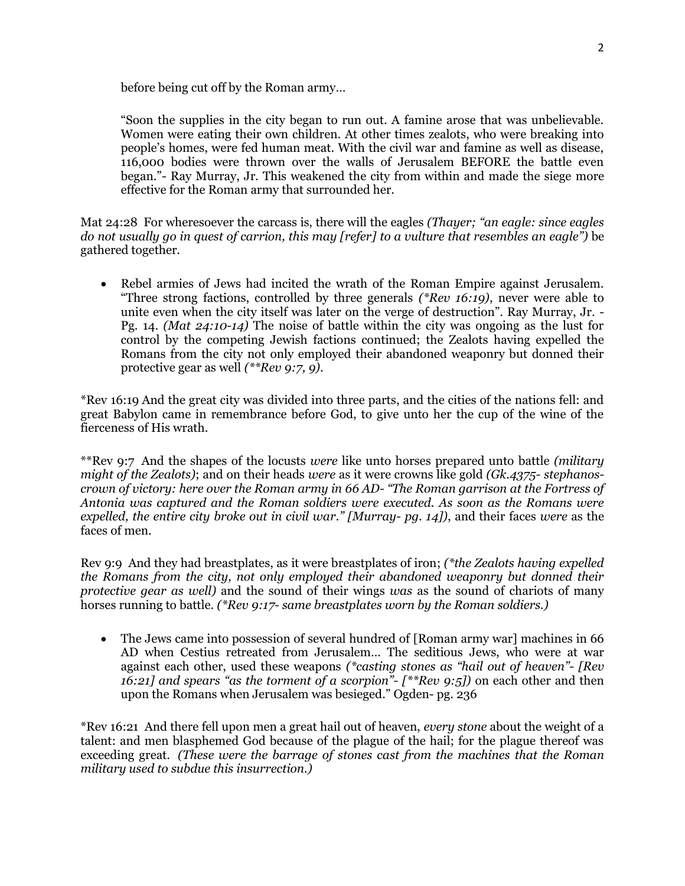before being cut off by the Roman army…

“Soon the supplies in the city began to run out. A famine arose that was unbelievable. Women were eating their own children. At other times zealots, who were breaking into people’s homes, were fed human meat. With the civil war and famine as well as disease, 116,000 bodies were thrown over the walls of Jerusalem BEFORE the battle even began.”- Ray Murray, Jr. This weakened the city from within and made the siege more effective for the Roman army that surrounded her.

Mat 24:28 For wheresoever the carcass is, there will the eagles *(Thayer; “an eagle: since eagles do not usually go in quest of carrion, this may [refer] to a vulture that resembles an eagle”)* be gathered together.

- Rebel armies of Jews had incited the wrath of the Roman Empire against Jerusalem. “Three strong factions, controlled by three generals *(*Rev 16:19)*, never were able to unite even when the city itself was later on the verge of destruction”. Ray Murray, Jr. - Pg. 14. *(Mat 24:10-14)* The noise of battle within the city was ongoing as the lust for control by the competing Jewish factions continued; the Zealots having expelled the Romans from the city not only employed their abandoned weaponry but donned their protective gear as well *(**Rev 9:7, 9)*.

*Rev 16:19 And the great city was divided into three parts, and the cities of the nations fell: and great Babylon came in remembrance before God, to give unto her the cup of the wine of the fierceness of His wrath.

**Rev 9:7 And the shapes of the locusts *were* like unto horses prepared unto battle *(military might of the Zealots)*; and on their heads *were* as it were crowns like gold *(Gk.4375- stephanos- crown of victory: here over the Roman army in 66 AD- “The Roman garrison at the Fortress of Antonia was captured and the Roman soldiers were executed. As soon as the Romans were expelled, the entire city broke out in civil war.” [Murray- pg. 14])*, and their faces *were* as the faces of men.

Rev 9:9 And they had breastplates, as it were breastplates of iron; *(*the Zealots having expelled the Romans from the city, not only employed their abandoned weaponry but donned their protective gear as well)* and the sound of their wings *was* as the sound of chariots of many horses running to battle. *(*Rev 9:17- same breastplates worn by the Roman soldiers.)*

- The Jews came into possession of several hundred of [Roman army war] machines in 66 AD when Cestius retreated from Jerusalem… The seditious Jews, who were at war against each other, used these weapons *(*casting stones as “hail out of heaven”- [Rev 16:21] and spears “as the torment of a scorpion”- [**Rev 9:5])* on each other and then upon the Romans when Jerusalem was besieged.” Ogden- pg. 236

*Rev 16:21 And there fell upon men a great hail out of heaven, *every stone* about the weight of a talent: and men blasphemed God because of the plague of the hail; for the plague thereof was exceeding great. *(These were the barrage of stones cast from the machines that the Roman military used to subdue this insurrection.)*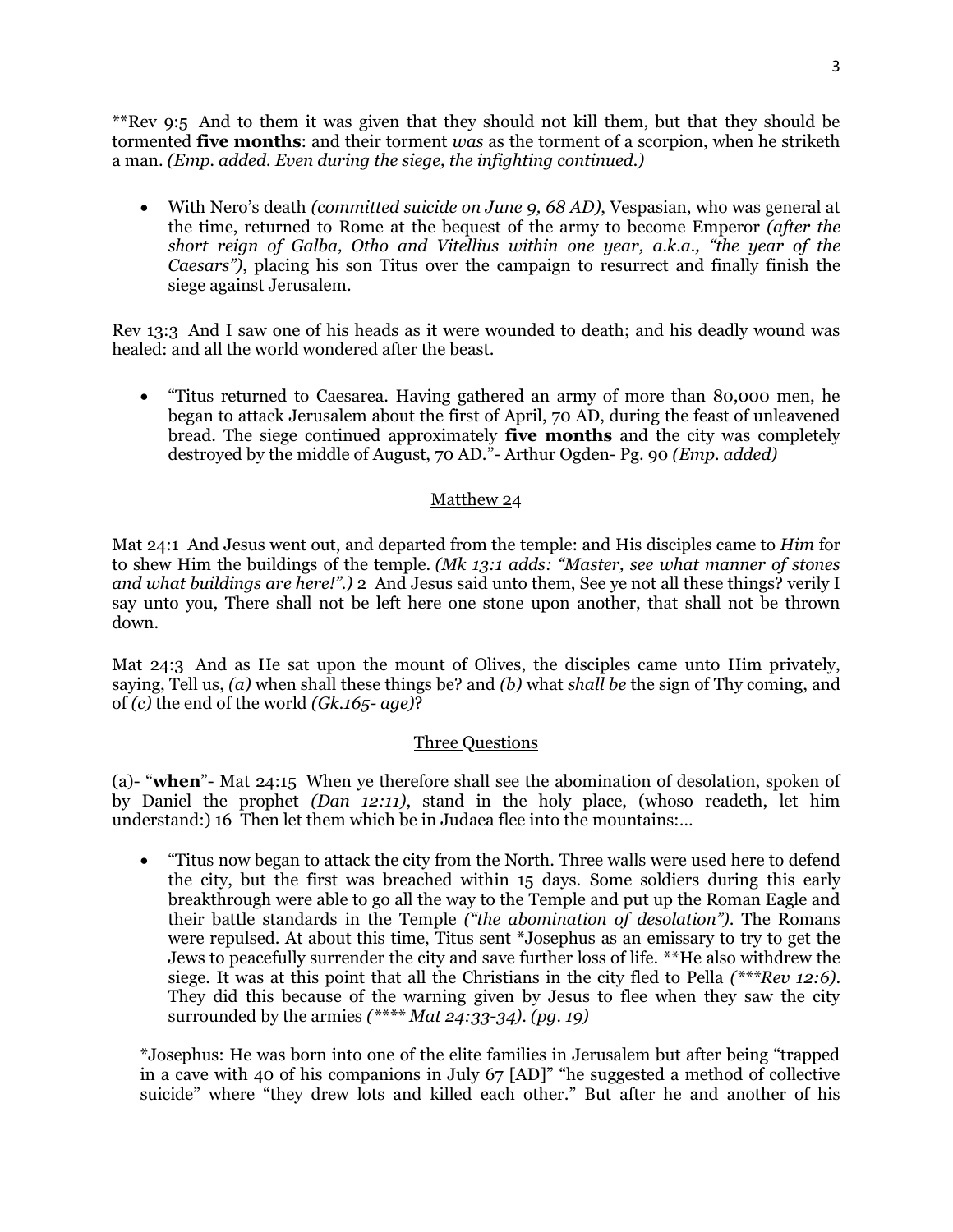**Rev 9:5 And to them it was given that they should not kill them, but that they should be tormented **five months**: and their torment *was* as the torment of a scorpion, when he striketh a man. *(Emp. added. Even during the siege, the infighting continued.)*

- With Nero's death *(committed suicide on June 9, 68 AD)*, Vespasian, who was general at the time, returned to Rome at the bequest of the army to become Emperor *(after the short reign of Galba, Otho and Vitellius within one year, a.k.a., "the year of the Caesars")*, placing his son Titus over the campaign to resurrect and finally finish the siege against Jerusalem.

Rev 13:3 And I saw one of his heads as it were wounded to death; and his deadly wound was healed: and all the world wondered after the beast.

- "Titus returned to Caesarea. Having gathered an army of more than 80,000 men, he began to attack Jerusalem about the first of April, 70 AD, during the feast of unleavened bread. The siege continued approximately **five months** and the city was completely destroyed by the middle of August, 70 AD."- Arthur Ogden- Pg. 90 *(Emp. added)*

## Matthew 24

Mat 24:1 And Jesus went out, and departed from the temple: and His disciples came to *Him* for to shew Him the buildings of the temple. *(Mk 13:1 adds: "Master, see what manner of stones and what buildings are here!".)* 2 And Jesus said unto them, See ye not all these things? verily I say unto you, There shall not be left here one stone upon another, that shall not be thrown down.

Mat 24:3 And as He sat upon the mount of Olives, the disciples came unto Him privately, saying, Tell us, *(a)* when shall these things be? and *(b)* what *shall be* the sign of Thy coming, and of *(c)* the end of the world *(Gk.165- age)*?

### Three Questions

(a)- "**when**"- Mat 24:15 When ye therefore shall see the abomination of desolation, spoken of by Daniel the prophet *(Dan 12:11)*, stand in the holy place, (whoso readeth, let him understand:) 16 Then let them which be in Judaea flee into the mountains:…

- "Titus now began to attack the city from the North. Three walls were used here to defend the city, but the first was breached within 15 days. Some soldiers during this early breakthrough were able to go all the way to the Temple and put up the Roman Eagle and their battle standards in the Temple *("the abomination of desolation")*. The Romans were repulsed. At about this time, Titus sent *Josephus as an emissary to try to get the Jews to peacefully surrender the city and save further loss of life. **He also withdrew the siege. It was at this point that all the Christians in the city fled to Pella *(***Rev 12:6)*. They did this because of the warning given by Jesus to flee when they saw the city surrounded by the armies *(**** Mat 24:33-34)*. *(pg. 19)*

*Josephus: He was born into one of the elite families in Jerusalem but after being "trapped in a cave with 40 of his companions in July 67 [AD]" "he suggested a method of collective suicide" where "they drew lots and killed each other." But after he and another of his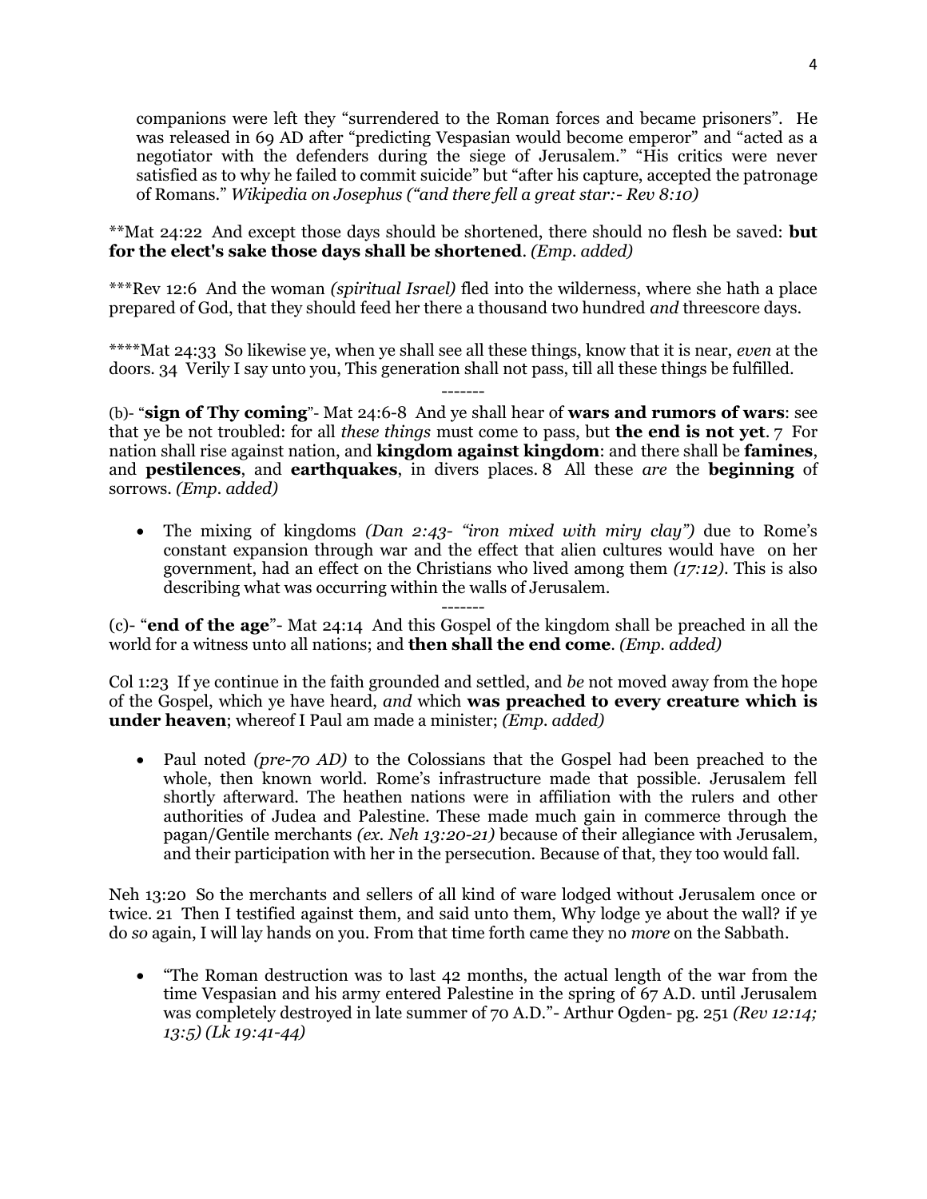companions were left they "surrendered to the Roman forces and became prisoners". He was released in 69 AD after "predicting Vespasian would become emperor" and "acted as a negotiator with the defenders during the siege of Jerusalem." "His critics were never satisfied as to why he failed to commit suicide" but "after his capture, accepted the patronage of Romans." *Wikipedia on Josephus ("and there fell a great star:- Rev 8:10)*

**Mat 24:22 And except those days should be shortened, there should no flesh be saved: **but for the elect's sake those days shall be shortened**. *(Emp. added)*

***Rev 12:6 And the woman *(spiritual Israel)* fled into the wilderness, where she hath a place prepared of God, that they should feed her there a thousand two hundred *and* threescore days.

****Mat 24:33 So likewise ye, when ye shall see all these things, know that it is near, *even* at the doors. 34 Verily I say unto you, This generation shall not pass, till all these things be fulfilled.

-------

(b)- "**sign of Thy coming**"- Mat 24:6-8 And ye shall hear of **wars and rumors of wars**: see that ye be not troubled: for all *these things* must come to pass, but **the end is not yet**. 7 For nation shall rise against nation, and **kingdom against kingdom**: and there shall be **famines**, and **pestilences**, and **earthquakes**, in divers places. 8 All these *are* the **beginning** of sorrows. *(Emp. added)*

- The mixing of kingdoms *(Dan 2:43- "iron mixed with miry clay")* due to Rome's constant expansion through war and the effect that alien cultures would have on her government, had an effect on the Christians who lived among them *(17:12)*. This is also describing what was occurring within the walls of Jerusalem.

-------

(c)- "**end of the age**"- Mat 24:14 And this Gospel of the kingdom shall be preached in all the world for a witness unto all nations; and **then shall the end come**. *(Emp. added)*

Col 1:23 If ye continue in the faith grounded and settled, and *be* not moved away from the hope of the Gospel, which ye have heard, *and* which **was preached to every creature which is under heaven**; whereof I Paul am made a minister; *(Emp. added)*

- Paul noted *(pre-70 AD)* to the Colossians that the Gospel had been preached to the whole, then known world. Rome's infrastructure made that possible. Jerusalem fell shortly afterward. The heathen nations were in affiliation with the rulers and other authorities of Judea and Palestine. These made much gain in commerce through the pagan/Gentile merchants *(ex. Neh 13:20-21)* because of their allegiance with Jerusalem, and their participation with her in the persecution. Because of that, they too would fall.

Neh 13:20 So the merchants and sellers of all kind of ware lodged without Jerusalem once or twice. 21 Then I testified against them, and said unto them, Why lodge ye about the wall? if ye do *so* again, I will lay hands on you. From that time forth came they no *more* on the Sabbath.

- "The Roman destruction was to last 42 months, the actual length of the war from the time Vespasian and his army entered Palestine in the spring of 67 A.D. until Jerusalem was completely destroyed in late summer of 70 A.D."- Arthur Ogden- pg. 251 *(Rev 12:14; 13:5) (Lk 19:41-44)*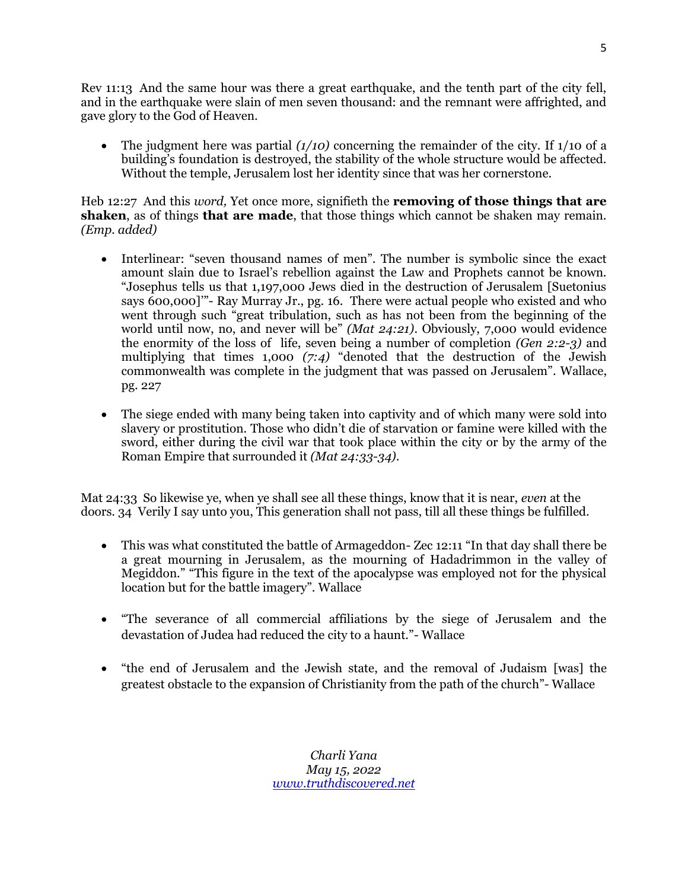Rev 11:13 And the same hour was there a great earthquake, and the tenth part of the city fell, and in the earthquake were slain of men seven thousand: and the remnant were affrighted, and gave glory to the God of Heaven.

- The judgment here was partial *(1/10)* concerning the remainder of the city. If 1/10 of a building's foundation is destroyed, the stability of the whole structure would be affected. Without the temple, Jerusalem lost her identity since that was her cornerstone.

Heb 12:27 And this *word,* Yet once more, signifieth the **removing of those things that are shaken**, as of things **that are made**, that those things which cannot be shaken may remain. *(Emp. added)*

- Interlinear: "seven thousand names of men". The number is symbolic since the exact amount slain due to Israel's rebellion against the Law and Prophets cannot be known. "Josephus tells us that 1,197,000 Jews died in the destruction of Jerusalem [Suetonius says 600,000]'"- Ray Murray Jr., pg. 16. There were actual people who existed and who went through such "great tribulation, such as has not been from the beginning of the world until now, no, and never will be" *(Mat 24:21)*. Obviously, 7,000 would evidence the enormity of the loss of life, seven being a number of completion *(Gen 2:2-3)* and multiplying that times 1,000 *(7:4)* "denoted that the destruction of the Jewish commonwealth was complete in the judgment that was passed on Jerusalem". Wallace, pg. 227

- The siege ended with many being taken into captivity and of which many were sold into slavery or prostitution. Those who didn't die of starvation or famine were killed with the sword, either during the civil war that took place within the city or by the army of the Roman Empire that surrounded it *(Mat 24:33-34)*.

Mat 24:33 So likewise ye, when ye shall see all these things, know that it is near, *even* at the doors. 34 Verily I say unto you, This generation shall not pass, till all these things be fulfilled.

- This was what constituted the battle of Armageddon- Zec 12:11 "In that day shall there be a great mourning in Jerusalem, as the mourning of Hadadrimmon in the valley of Megiddon." "This figure in the text of the apocalypse was employed not for the physical location but for the battle imagery". Wallace

- "The severance of all commercial affiliations by the siege of Jerusalem and the devastation of Judea had reduced the city to a haunt."- Wallace

- "the end of Jerusalem and the Jewish state, and the removal of Judaism [was] the greatest obstacle to the expansion of Christianity from the path of the church"- Wallace

*Charli Yana*
*May 15, 2022*
*www.truthdiscovered.net*